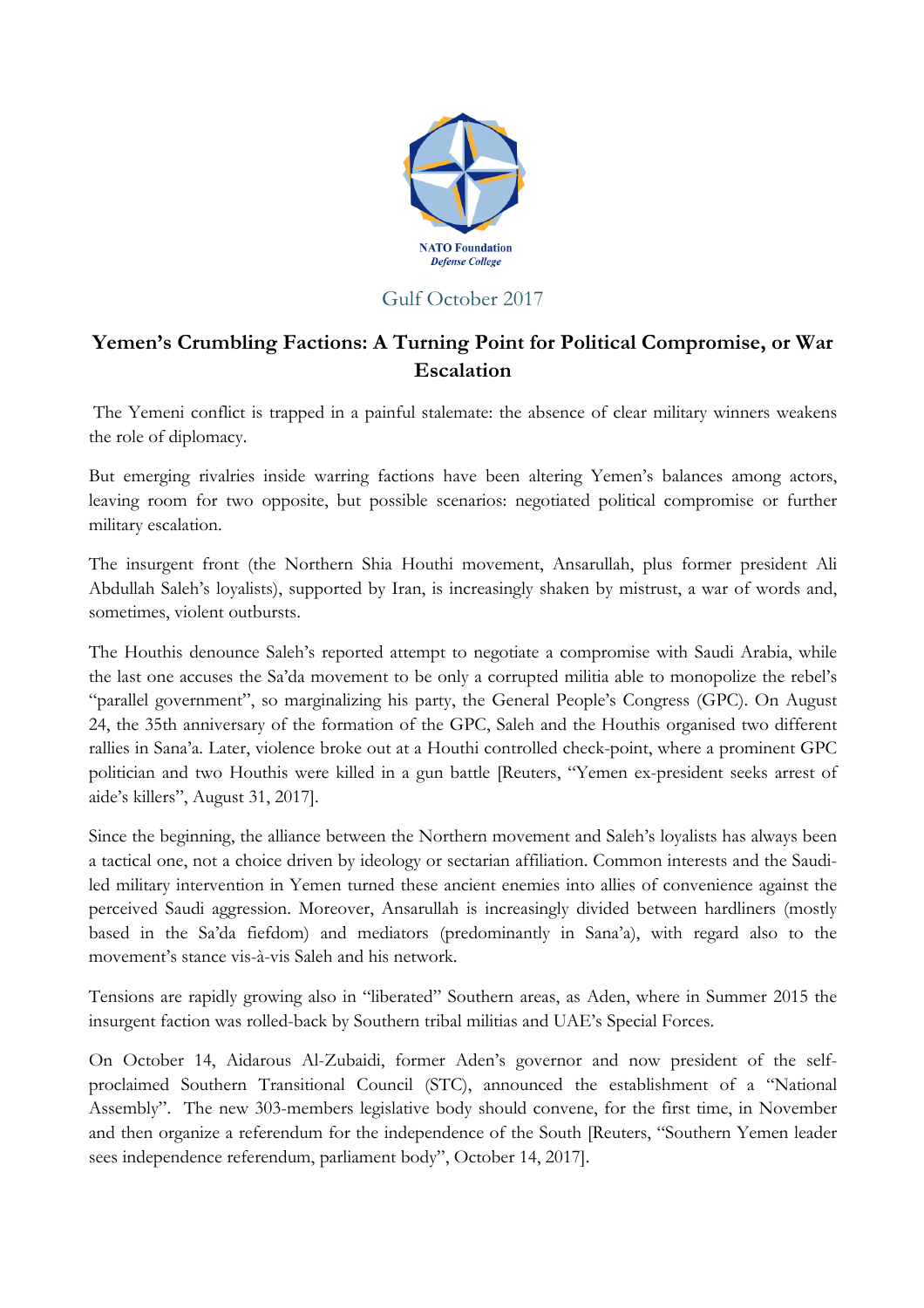NATO Foundation
*Defense College*

Gulf October 2017

# Yemen's Crumbling Factions: A Turning Point for Political Compromise, or War Escalation

The Yemeni conflict is trapped in a painful stalemate: the absence of clear military winners weakens the role of diplomacy.

But emerging rivalries inside warring factions have been altering Yemen's balances among actors, leaving room for two opposite, but possible scenarios: negotiated political compromise or further military escalation.

The insurgent front (the Northern Shia Houthi movement, Ansarullah, plus former president Ali Abdullah Saleh's loyalists), supported by Iran, is increasingly shaken by mistrust, a war of words and, sometimes, violent outbursts.

The Houthis denounce Saleh's reported attempt to negotiate a compromise with Saudi Arabia, while the last one accuses the Sa'da movement to be only a corrupted militia able to monopolize the rebel's "parallel government", so marginalizing his party, the General People's Congress (GPC). On August 24, the 35th anniversary of the formation of the GPC, Saleh and the Houthis organised two different rallies in Sana'a. Later, violence broke out at a Houthi controlled check-point, where a prominent GPC politician and two Houthis were killed in a gun battle [Reuters, "Yemen ex-president seeks arrest of aide's killers", August 31, 2017].

Since the beginning, the alliance between the Northern movement and Saleh's loyalists has always been a tactical one, not a choice driven by ideology or sectarian affiliation. Common interests and the Saudi-led military intervention in Yemen turned these ancient enemies into allies of convenience against the perceived Saudi aggression. Moreover, Ansarullah is increasingly divided between hardliners (mostly based in the Sa'da fiefdom) and mediators (predominantly in Sana'a), with regard also to the movement's stance vis-à-vis Saleh and his network.

Tensions are rapidly growing also in "liberated" Southern areas, as Aden, where in Summer 2015 the insurgent faction was rolled-back by Southern tribal militias and UAE's Special Forces.

On October 14, Aidarous Al-Zubaidi, former Aden's governor and now president of the self-proclaimed Southern Transitional Council (STC), announced the establishment of a "National Assembly". The new 303-members legislative body should convene, for the first time, in November and then organize a referendum for the independence of the South [Reuters, "Southern Yemen leader sees independence referendum, parliament body", October 14, 2017].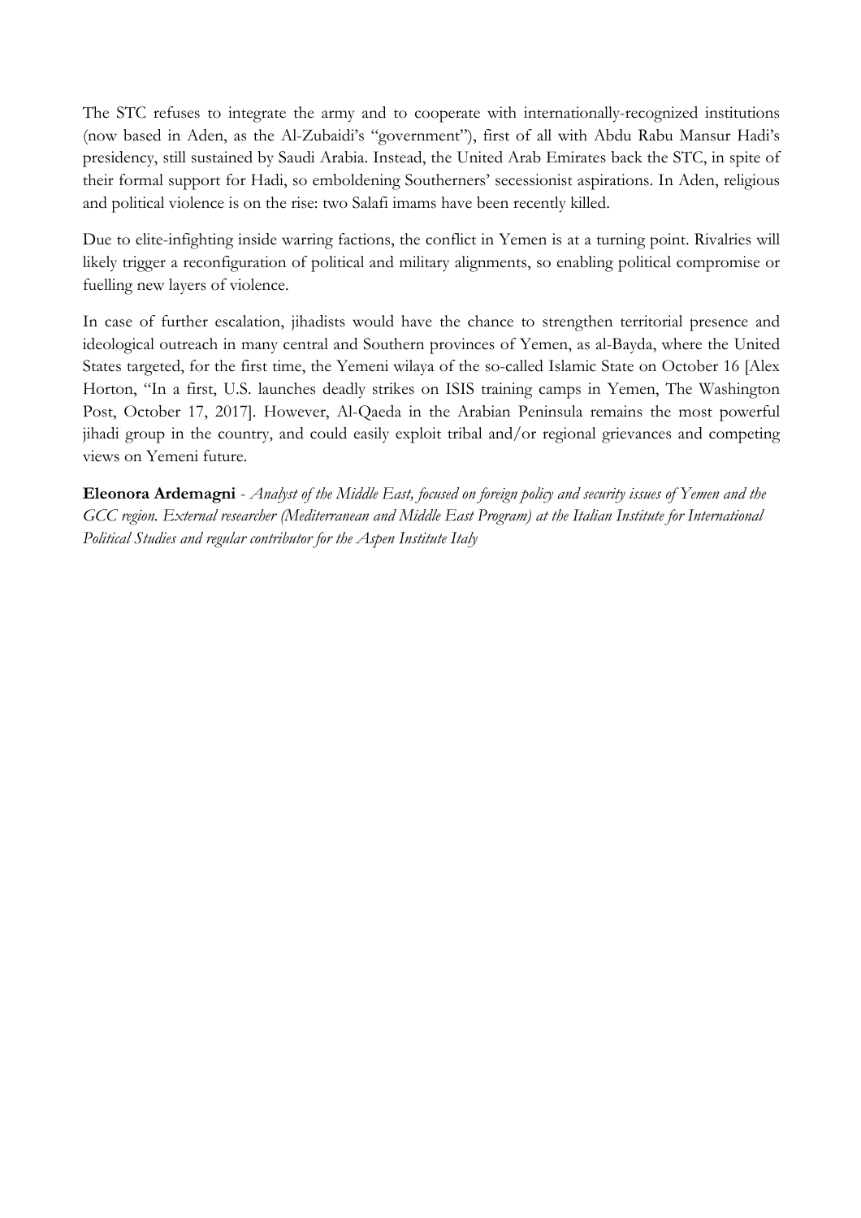The STC refuses to integrate the army and to cooperate with internationally-recognized institutions (now based in Aden, as the Al-Zubaidi's "government"), first of all with Abdu Rabu Mansur Hadi's presidency, still sustained by Saudi Arabia. Instead, the United Arab Emirates back the STC, in spite of their formal support for Hadi, so emboldening Southerners' secessionist aspirations. In Aden, religious and political violence is on the rise: two Salafi imams have been recently killed.

Due to elite-infighting inside warring factions, the conflict in Yemen is at a turning point. Rivalries will likely trigger a reconfiguration of political and military alignments, so enabling political compromise or fuelling new layers of violence.

In case of further escalation, jihadists would have the chance to strengthen territorial presence and ideological outreach in many central and Southern provinces of Yemen, as al-Bayda, where the United States targeted, for the first time, the Yemeni wilaya of the so-called Islamic State on October 16 [Alex Horton, "In a first, U.S. launches deadly strikes on ISIS training camps in Yemen, The Washington Post, October 17, 2017]. However, Al-Qaeda in the Arabian Peninsula remains the most powerful jihadi group in the country, and could easily exploit tribal and/or regional grievances and competing views on Yemeni future.

**Eleonora Ardemagni** - *Analyst of the Middle East, focused on foreign policy and security issues of Yemen and the GCC region. External researcher (Mediterranean and Middle East Program) at the Italian Institute for International Political Studies and regular contributor for the Aspen Institute Italy*